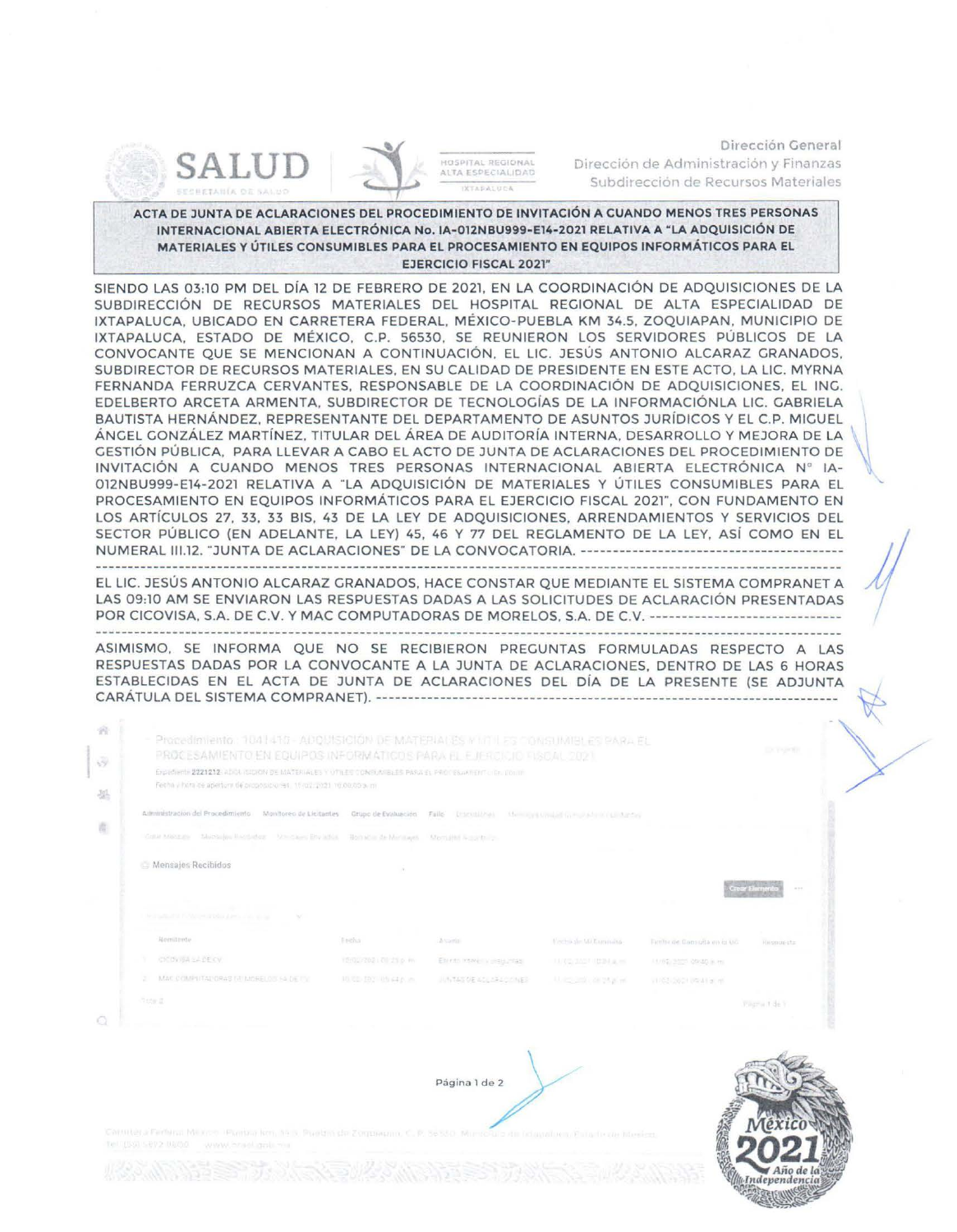Dirección General
Dirección de Administración y Finanzas
Subdirección de Recursos Materiales

**ACTA DE JUNTA DE ACLARACIONES DEL PROCEDIMIENTO DE INVITACIÓN A CUANDO MENOS TRES PERSONAS INTERNACIONAL ABIERTA ELECTRÓNICA No. IA-012NBU999-E14-2021 RELATIVA A "LA ADQUISICIÓN DE MATERIALES Y ÚTILES CONSUMIBLES PARA EL PROCESAMIENTO EN EQUIPOS INFORMÁTICOS PARA EL EJERCICIO FISCAL 2021"**

SIENDO LAS 03:10 PM DEL DÍA 12 DE FEBRERO DE 2021, EN LA COORDINACIÓN DE ADQUISICIONES DE LA SUBDIRECCIÓN DE RECURSOS MATERIALES DEL HOSPITAL REGIONAL DE ALTA ESPECIALIDAD DE IXTAPALUCA, UBICADO EN CARRETERA FEDERAL, MÉXICO-PUEBLA KM 34.5, ZOQUIAPAN, MUNICIPIO DE IXTAPALUCA, ESTADO DE MÉXICO, C.P. 56530, SE REUNIERON LOS SERVIDORES PÚBLICOS DE LA CONVOCANTE QUE SE MENCIONAN A CONTINUACIÓN, EL LIC. JESÚS ANTONIO ALCARAZ GRANADOS, SUBDIRECTOR DE RECURSOS MATERIALES, EN SU CALIDAD DE PRESIDENTE EN ESTE ACTO, LA LIC. MYRNA FERNANDA FERRUZCA CERVANTES, RESPONSABLE DE LA COORDINACIÓN DE ADQUISICIONES, EL ING. EDELBERTO ARCETA ARMENTA, SUBDIRECTOR DE TECNOLOGÍAS DE LA INFORMACIÓNLA LIC. GABRIELA BAUTISTA HERNÁNDEZ, REPRESENTANTE DEL DEPARTAMENTO DE ASUNTOS JURÍDICOS Y EL C.P. MIGUEL ÁNGEL GONZÁLEZ MARTÍNEZ, TITULAR DEL ÁREA DE AUDITORÍA INTERNA, DESARROLLO Y MEJORA DE LA GESTIÓN PÚBLICA, PARA LLEVAR A CABO EL ACTO DE JUNTA DE ACLARACIONES DEL PROCEDIMIENTO DE INVITACIÓN A CUANDO MENOS TRES PERSONAS INTERNACIONAL ABIERTA ELECTRÓNICA N° IA-012NBU999-E14-2021 RELATIVA A "LA ADQUISICIÓN DE MATERIALES Y ÚTILES CONSUMIBLES PARA EL PROCESAMIENTO EN EQUIPOS INFORMÁTICOS PARA EL EJERCICIO FISCAL 2021", CON FUNDAMENTO EN LOS ARTÍCULOS 27, 33, 33 BIS, 43 DE LA LEY DE ADQUISICIONES, ARRENDAMIENTOS Y SERVICIOS DEL SECTOR PÚBLICO (EN ADELANTE, LA LEY) 45, 46 Y 77 DEL REGLAMENTO DE LA LEY, ASÍ COMO EN EL NUMERAL III.12. "JUNTA DE ACLARACIONES" DE LA CONVOCATORIA. ----------------------------------------

EL LIC. JESÚS ANTONIO ALCARAZ GRANADOS, HACE CONSTAR QUE MEDIANTE EL SISTEMA COMPRANET A LAS 09:10 AM SE ENVIARON LAS RESPUESTAS DADAS A LAS SOLICITUDES DE ACLARACIÓN PRESENTADAS POR CICOVISA, S.A. DE C.V. Y MAC COMPUTADORAS DE MORELOS, S.A. DE C.V. ----------------------------

ASIMISMO, SE INFORMA QUE NO SE RECIBIERON PREGUNTAS FORMULADAS RESPECTO A LAS RESPUESTAS DADAS POR LA CONVOCANTE A LA JUNTA DE ACLARACIONES, DENTRO DE LAS 6 HORAS ESTABLECIDAS EN EL ACTA DE JUNTA DE ACLARACIONES DEL DÍA DE LA PRESENTE (SE ADJUNTA CARÁTULA DEL SISTEMA COMPRANET). ----------------------------------------------------------------

Procedimiento : 1041410 - ADQUISICIÓN DE MATERIALES Y ÚTILES CONSUMIBLES PARA EL PROCESAMIENTO EN EQUIPOS INFORMÁTICOS PARA EL EJERCICIO FISCAL 2021

Expediente 2221212: ADQUISICIÓN DE MATERIALES Y ÚTILES CONSUMIBLES PARA EL PROCESAMIENTO EN EQUIPOS...

Mensajes Recibidos

| | Remitente | Fecha | Asunto | Fecha de Mi Consulta | Fecha de Consulta en la UC | Respuesta |
|---|---|---|---|---|---|---|
| 1 | CICOVISA SA DE CV | | ENVÍO PREGUNTAS | | 11/02/2021 09:40 a.m. | |
| 2 | MAC COMPUTADORAS DE MORELOS SA DE CV | | JUNTAS DE ACLARACIONES | | 11/02/2021 09:41 a.m. | |

Total 2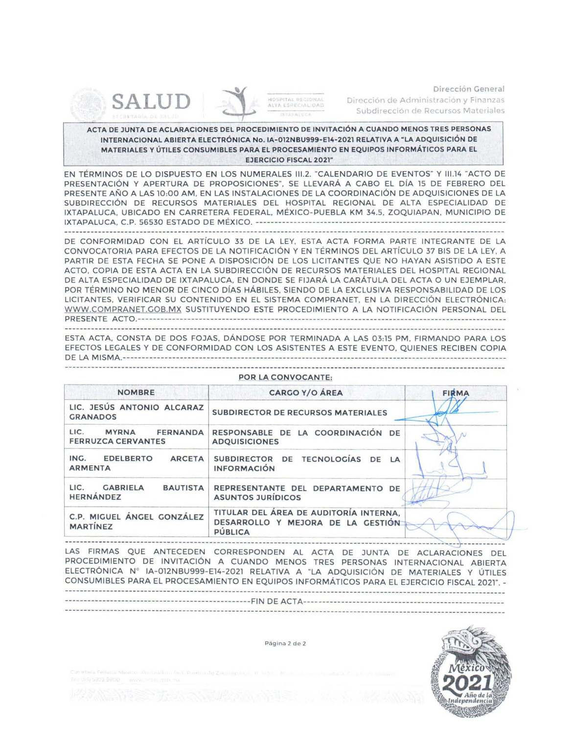Dirección General
Dirección de Administración y Finanzas
Subdirección de Recursos Materiales

**ACTA DE JUNTA DE ACLARACIONES DEL PROCEDIMIENTO DE INVITACIÓN A CUANDO MENOS TRES PERSONAS INTERNACIONAL ABIERTA ELECTRÓNICA No. IA-012NBU999-E14-2021 RELATIVA A "LA ADQUISICIÓN DE MATERIALES Y ÚTILES CONSUMIBLES PARA EL PROCESAMIENTO EN EQUIPOS INFORMÁTICOS PARA EL EJERCICIO FISCAL 2021"**

EN TÉRMINOS DE LO DISPUESTO EN LOS NUMERALES III.2. "CALENDARIO DE EVENTOS" Y III.14 "ACTO DE PRESENTACIÓN Y APERTURA DE PROPOSICIONES", SE LLEVARÁ A CABO EL DÍA 15 DE FEBRERO DEL PRESENTE AÑO A LAS 10:00 AM, EN LAS INSTALACIONES DE LA COORDINACIÓN DE ADQUISICIONES DE LA SUBDIRECCIÓN DE RECURSOS MATERIALES DEL HOSPITAL REGIONAL DE ALTA ESPECIALIDAD DE IXTAPALUCA, UBICADO EN CARRETERA FEDERAL, MÉXICO-PUEBLA KM 34.5, ZOQUIAPAN, MUNICIPIO DE IXTAPALUCA, C.P. 56530 ESTADO DE MÉXICO. ----------------------------------------------------------------

DE CONFORMIDAD CON EL ARTÍCULO 33 DE LA LEY, ESTA ACTA FORMA PARTE INTEGRANTE DE LA CONVOCATORIA PARA EFECTOS DE LA NOTIFICACIÓN Y EN TÉRMINOS DEL ARTÍCULO 37 BIS DE LA LEY, A PARTIR DE ESTA FECHA SE PONE A DISPOSICIÓN DE LOS LICITANTES QUE NO HAYAN ASISTIDO A ESTE ACTO, COPIA DE ESTA ACTA EN LA SUBDIRECCIÓN DE RECURSOS MATERIALES DEL HOSPITAL REGIONAL DE ALTA ESPECIALIDAD DE IXTAPALUCA, EN DONDE SE FIJARÁ LA CARÁTULA DEL ACTA O UN EJEMPLAR, POR TÉRMINO NO MENOR DE CINCO DÍAS HÁBILES, SIENDO DE LA EXCLUSIVA RESPONSABILIDAD DE LOS LICITANTES, VERIFICAR SU CONTENIDO EN EL SISTEMA COMPRANET, EN LA DIRECCIÓN ELECTRÓNICA: WWW.COMPRANET.GOB.MX SUSTITUYENDO ESTE PROCEDIMIENTO A LA NOTIFICACIÓN PERSONAL DEL PRESENTE ACTO.----------------------------------------------------------------

ESTA ACTA, CONSTA DE DOS FOJAS, DÁNDOSE POR TERMINADA A LAS 03:15 PM, FIRMANDO PARA LOS EFECTOS LEGALES Y DE CONFORMIDAD CON LOS ASISTENTES A ESTE EVENTO, QUIENES RECIBEN COPIA DE LA MISMA.----------------------------------------------------------------

**POR LA CONVOCANTE:**

| NOMBRE | CARGO Y/O ÁREA | FIRMA |
|---|---|---|
| LIC. JESÚS ANTONIO ALCARAZ GRANADOS | SUBDIRECTOR DE RECURSOS MATERIALES | |
| LIC. MYRNA FERNANDA FERRUZCA CERVANTES | RESPONSABLE DE LA COORDINACIÓN DE ADQUISICIONES | |
| ING. EDELBERTO ARCETA ARMENTA | SUBDIRECTOR DE TECNOLOGÍAS DE LA INFORMACIÓN | |
| LIC. GABRIELA BAUTISTA HERNÁNDEZ | REPRESENTANTE DEL DEPARTAMENTO DE ASUNTOS JURÍDICOS | |
| C.P. MIGUEL ÁNGEL GONZÁLEZ MARTÍNEZ | TITULAR DEL ÁREA DE AUDITORÍA INTERNA, DESARROLLO Y MEJORA DE LA GESTIÓN PÚBLICA | |

LAS FIRMAS QUE ANTECEDEN CORRESPONDEN AL ACTA DE JUNTA DE ACLARACIONES DEL PROCEDIMIENTO DE INVITACIÓN A CUANDO MENOS TRES PERSONAS INTERNACIONAL ABIERTA ELECTRÓNICA N° IA-012NBU999-E14-2021 RELATIVA A "LA ADQUISICIÓN DE MATERIALES Y ÚTILES CONSUMIBLES PARA EL PROCESAMIENTO EN EQUIPOS INFORMÁTICOS PARA EL EJERCICIO FISCAL 2021". -

----------------------------------------------FIN DE ACTA----------------------------------------------